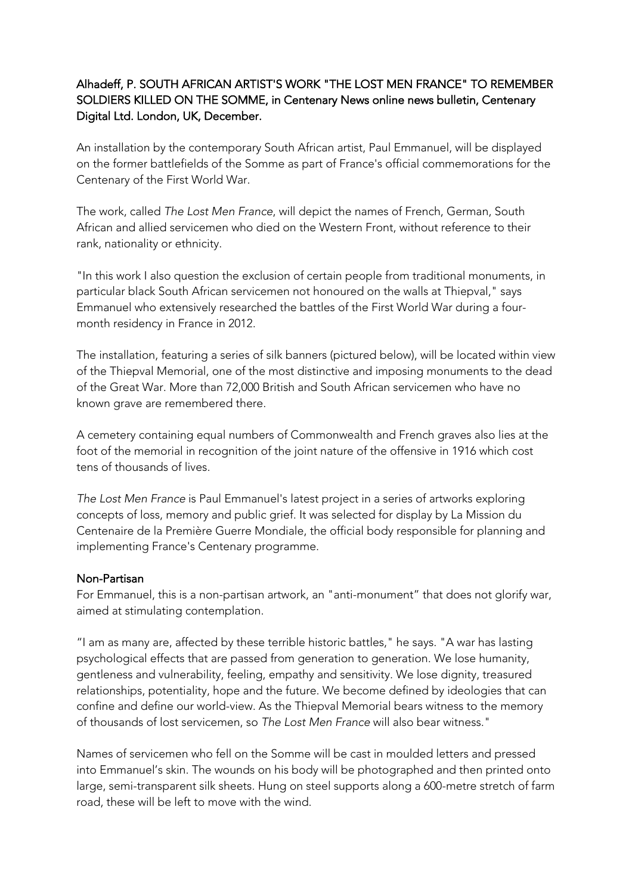Alhadeff, P. SOUTH AFRICAN ARTIST'S WORK "THE LOST MEN FRANCE" TO REMEMBER SOLDIERS KILLED ON THE SOMME, in Centenary News online news bulletin, Centenary Digital Ltd. London, UK, December.

An installation by the contemporary South African artist, Paul Emmanuel, will be displayed on the former battlefields of the Somme as part of France's official commemorations for the Centenary of the First World War.

The work, called *The Lost Men France*, will depict the names of French, German, South African and allied servicemen who died on the Western Front, without reference to their rank, nationality or ethnicity.

"In this work I also question the exclusion of certain people from traditional monuments, in particular black South African servicemen not honoured on the walls at Thiepval," says Emmanuel who extensively researched the battles of the First World War during a four-month residency in France in 2012.

The installation, featuring a series of silk banners (pictured below), will be located within view of the Thiepval Memorial, one of the most distinctive and imposing monuments to the dead of the Great War. More than 72,000 British and South African servicemen who have no known grave are remembered there.

A cemetery containing equal numbers of Commonwealth and French graves also lies at the foot of the memorial in recognition of the joint nature of the offensive in 1916 which cost tens of thousands of lives.

*The Lost Men France* is Paul Emmanuel's latest project in a series of artworks exploring concepts of loss, memory and public grief. It was selected for display by La Mission du Centenaire de la Première Guerre Mondiale, the official body responsible for planning and implementing France's Centenary programme.

## Non-Partisan

For Emmanuel, this is a non-partisan artwork, an "anti-monument" that does not glorify war, aimed at stimulating contemplation.

"I am as many are, affected by these terrible historic battles," he says. "A war has lasting psychological effects that are passed from generation to generation. We lose humanity, gentleness and vulnerability, feeling, empathy and sensitivity. We lose dignity, treasured relationships, potentiality, hope and the future. We become defined by ideologies that can confine and define our world-view. As the Thiepval Memorial bears witness to the memory of thousands of lost servicemen, so *The Lost Men France* will also bear witness."

Names of servicemen who fell on the Somme will be cast in moulded letters and pressed into Emmanuel's skin. The wounds on his body will be photographed and then printed onto large, semi-transparent silk sheets. Hung on steel supports along a 600-metre stretch of farm road, these will be left to move with the wind.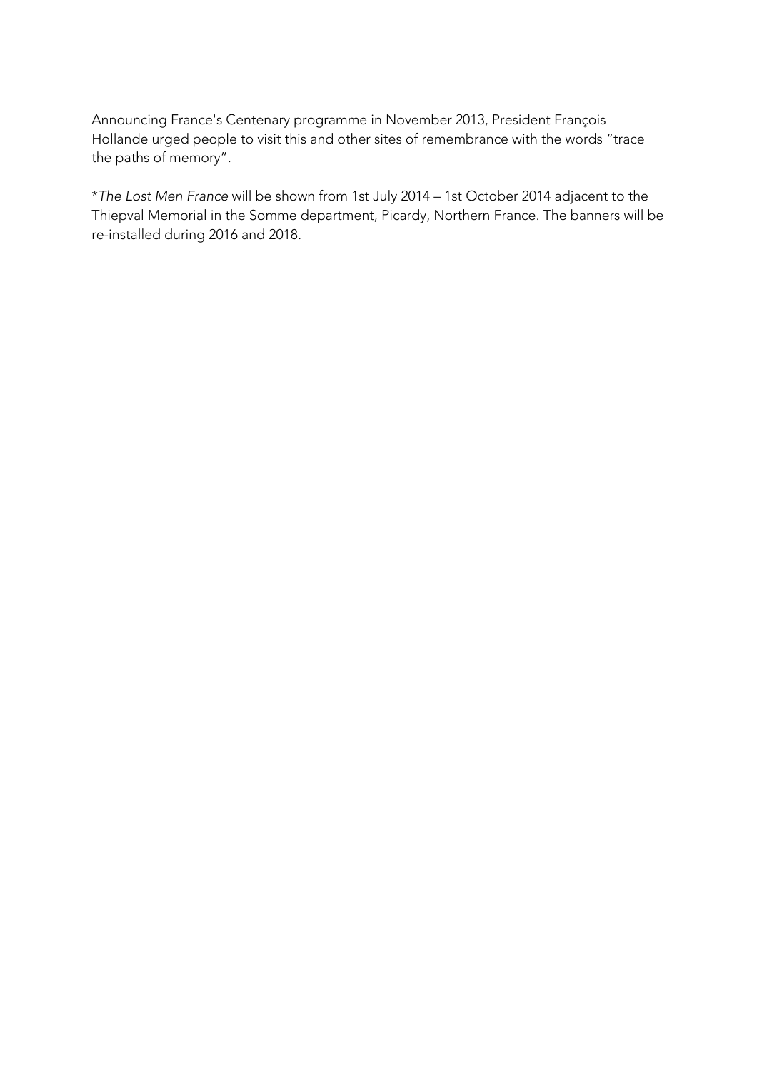Announcing France's Centenary programme in November 2013, President François Hollande urged people to visit this and other sites of remembrance with the words "trace the paths of memory".

*​*The Lost Men France* will be shown from 1st July 2014 – 1st October 2014 adjacent to the Thiepval Memorial in the Somme department, Picardy, Northern France. The banners will be re-installed during 2016 and 2018.